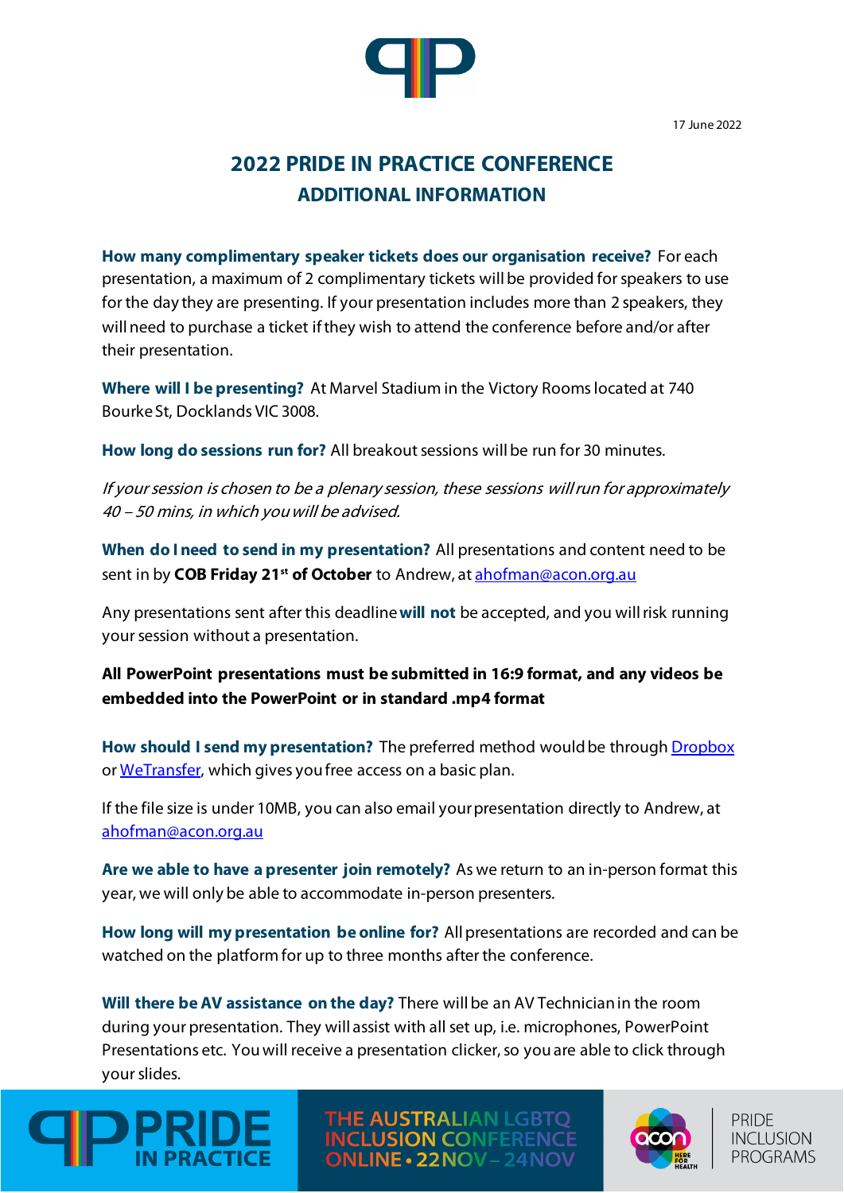17 June 2022

# 2022 PRIDE IN PRACTICE CONFERENCE

## ADDITIONAL INFORMATION

**How many complimentary speaker tickets does our organisation receive?** For each presentation, a maximum of 2 complimentary tickets will be provided for speakers to use for the day they are presenting. If your presentation includes more than 2 speakers, they will need to purchase a ticket if they wish to attend the conference before and/or after their presentation.

**Where will I be presenting?** At Marvel Stadium in the Victory Rooms located at 740 Bourke St, Docklands VIC 3008.

**How long do sessions run for?** All breakout sessions will be run for 30 minutes.

*If your session is chosen to be a plenary session, these sessions will run for approximately 40 – 50 mins, in which you will be advised.*

**When do I need to send in my presentation?** All presentations and content need to be sent in by **COB Friday 21st of October** to Andrew, at ahofman@acon.org.au

Any presentations sent after this deadline **will not** be accepted, and you will risk running your session without a presentation.

**All PowerPoint presentations must be submitted in 16:9 format, and any videos be embedded into the PowerPoint or in standard .mp4 format**

**How should I send my presentation?** The preferred method would be through Dropbox or WeTransfer, which gives you free access on a basic plan.

If the file size is under 10MB, you can also email your presentation directly to Andrew, at ahofman@acon.org.au

**Are we able to have a presenter join remotely?** As we return to an in-person format this year, we will only be able to accommodate in-person presenters.

**How long will my presentation be online for?** All presentations are recorded and can be watched on the platform for up to three months after the conference.

**Will there be AV assistance on the day?** There will be an AV Technician in the room during your presentation. They will assist with all set up, i.e. microphones, PowerPoint Presentations etc. You will receive a presentation clicker, so you are able to click through your slides.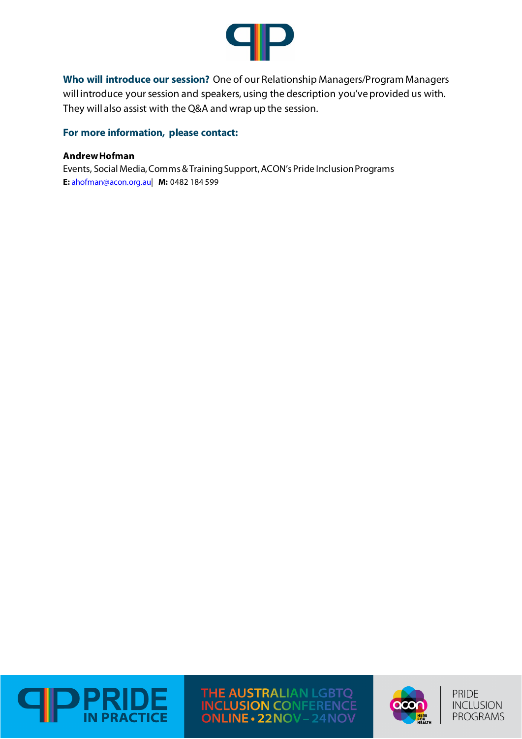**Who will introduce our session?** One of our Relationship Managers/Program Managers will introduce your session and speakers, using the description you've provided us with. They will also assist with the Q&A and wrap up the session.

**For more information, please contact:**

**Andrew Hofman**
Events, Social Media, Comms & Training Support, ACON's Pride Inclusion Programs
**E:** ahofman@acon.org.au | **M:** 0482 184 599